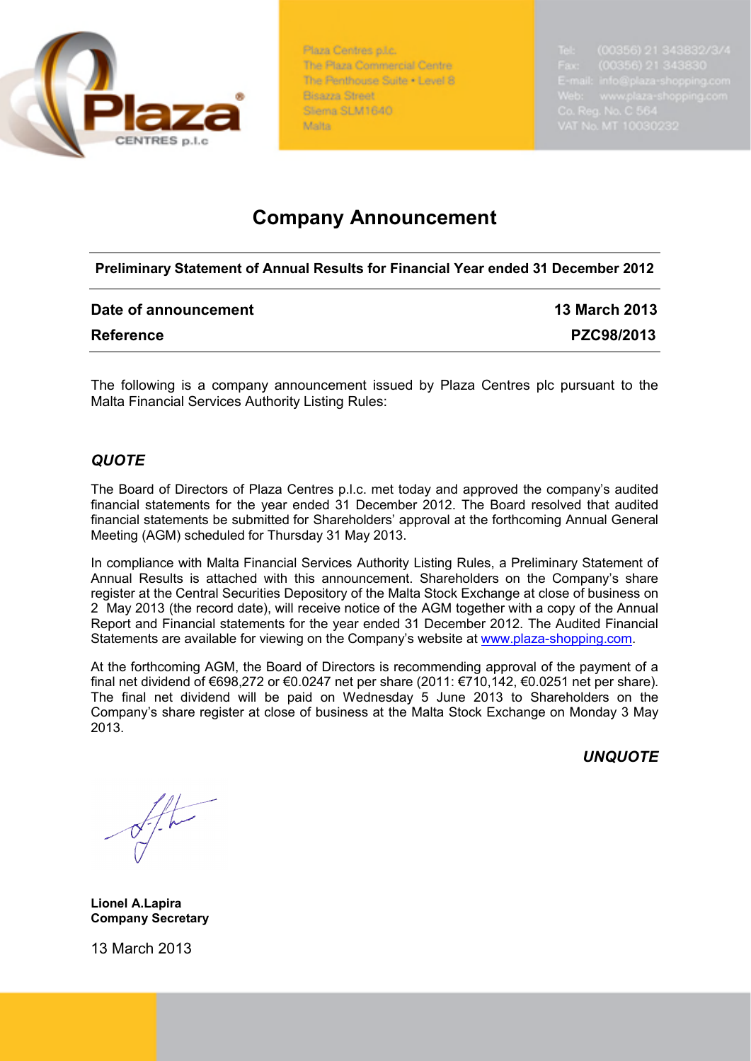Plaza Centres p.l.c.
The Plaza Commercial Centre
The Penthouse Suite • Level 8
Bisazza Street
Sliema SLM1640
Malta

Tel: (00356) 21 343832/3/4
Fax: (00356) 21 343830
E-mail: info@plaza-shopping.com
Web: www.plaza-shopping.com
Co. Reg. No. C 564
VAT No. MT 10030232

# Company Announcement

**Preliminary Statement of Annual Results for Financial Year ended 31 December 2012**

| **Date of announcement** | **13 March 2013** |
|---|---|
| **Reference** | **PZC98/2013** |

The following is a company announcement issued by Plaza Centres plc pursuant to the Malta Financial Services Authority Listing Rules:

***QUOTE***

The Board of Directors of Plaza Centres p.l.c. met today and approved the company's audited financial statements for the year ended 31 December 2012. The Board resolved that audited financial statements be submitted for Shareholders' approval at the forthcoming Annual General Meeting (AGM) scheduled for Thursday 31 May 2013.

In compliance with Malta Financial Services Authority Listing Rules, a Preliminary Statement of Annual Results is attached with this announcement. Shareholders on the Company's share register at the Central Securities Depository of the Malta Stock Exchange at close of business on 2 May 2013 (the record date), will receive notice of the AGM together with a copy of the Annual Report and Financial statements for the year ended 31 December 2012. The Audited Financial Statements are available for viewing on the Company's website at www.plaza-shopping.com.

At the forthcoming AGM, the Board of Directors is recommending approval of the payment of a final net dividend of €698,272 or €0.0247 net per share (2011: €710,142, €0.0251 net per share). The final net dividend will be paid on Wednesday 5 June 2013 to Shareholders on the Company's share register at close of business at the Malta Stock Exchange on Monday 3 May 2013.

***UNQUOTE***

**Lionel A.Lapira**
**Company Secretary**

13 March 2013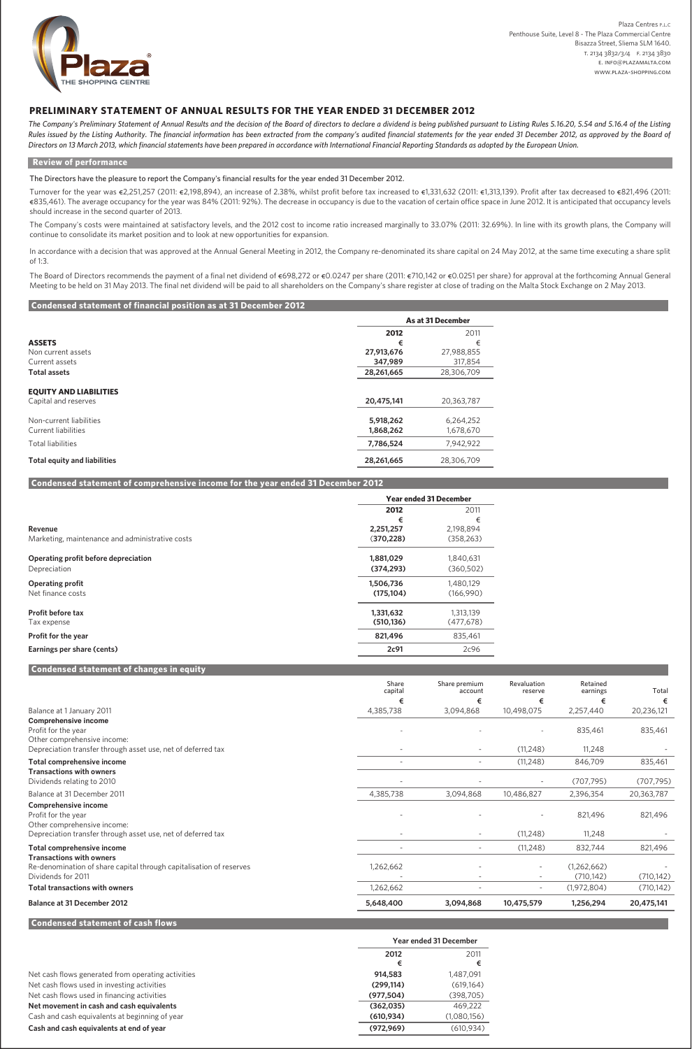Plaza Centres p.l.c
Penthouse Suite, Level 8 - The Plaza Commercial Centre
Bisazza Street, Sliema SLM 1640.
T. 2134 3832/3/4 F. 2134 3830
E. info@plazamalta.com
www.plaza-shopping.com

# PRELIMINARY STATEMENT OF ANNUAL RESULTS FOR THE YEAR ENDED 31 DECEMBER 2012

*The Company's Preliminary Statement of Annual Results and the decision of the Board of directors to declare a dividend is being published pursuant to Listing Rules 5.16.20, 5.54 and 5.16.4 of the Listing Rules issued by the Listing Authority. The financial information has been extracted from the company's audited financial statements for the year ended 31 December 2012, as approved by the Board of Directors on 13 March 2013, which financial statements have been prepared in accordance with International Financial Reporting Standards as adopted by the European Union.*

## Review of performance

The Directors have the pleasure to report the Company's financial results for the year ended 31 December 2012.

Turnover for the year was €2,251,257 (2011: €2,198,894), an increase of 2.38%, whilst profit before tax increased to €1,331,632 (2011: €1,313,139). Profit after tax decreased to €821,496 (2011: €835,461). The average occupancy for the year was 84% (2011: 92%). The decrease in occupancy is due to the vacation of certain office space in June 2012. It is anticipated that occupancy levels should increase in the second quarter of 2013.

The Company's costs were maintained at satisfactory levels, and the 2012 cost to income ratio increased marginally to 33.07% (2011: 32.69%). In line with its growth plans, the Company will continue to consolidate its market position and to look at new opportunities for expansion.

In accordance with a decision that was approved at the Annual General Meeting in 2012, the Company re-denominated its share capital on 24 May 2012, at the same time executing a share split of 1:3.

The Board of Directors recommends the payment of a final net dividend of €698,272 or €0.0247 per share (2011: €710,142 or €0.0251 per share) for approval at the forthcoming Annual General Meeting to be held on 31 May 2013. The final net dividend will be paid to all shareholders on the Company's share register at close of trading on the Malta Stock Exchange on 2 May 2013.

## Condensed statement of financial position as at 31 December 2012

| | As at 31 December | |
|---|---|---|
| | **2012** | 2011 |
| | **€** | € |
| **ASSETS** | | |
| Non current assets | **27,913,676** | 27,988,855 |
| Current assets | **347,989** | 317,854 |
| **Total assets** | **28,261,665** | 28,306,709 |
| **EQUITY AND LIABILITIES** | | |
| Capital and reserves | **20,475,141** | 20,363,787 |
| Non-current liabilities | **5,918,262** | 6,264,252 |
| Current liabilities | **1,868,262** | 1,678,670 |
| Total liabilities | **7,786,524** | 7,942,922 |
| **Total equity and liabilities** | **28,261,665** | 28,306,709 |

## Condensed statement of comprehensive income for the year ended 31 December 2012

| | Year ended 31 December | |
|---|---|---|
| | **2012** | 2011 |
| | **€** | € |
| **Revenue** | **2,251,257** | 2,198,894 |
| Marketing, maintenance and administrative costs | **(370,228)** | (358,263) |
| **Operating profit before depreciation** | **1,881,029** | 1,840,631 |
| Depreciation | **(374,293)** | (360,502) |
| **Operating profit** | **1,506,736** | 1,480,129 |
| Net finance costs | **(175,104)** | (166,990) |
| **Profit before tax** | **1,331,632** | 1,313,139 |
| Tax expense | **(510,136)** | (477,678) |
| **Profit for the year** | **821,496** | 835,461 |
| **Earnings per share (cents)** | **2c91** | 2c96 |

## Condensed statement of changes in equity

| | Share capital | Share premium account | Revaluation reserve | Retained earnings | Total |
|---|---|---|---|---|---|
| | € | € | € | € | € |
| Balance at 1 January 2011 | 4,385,738 | 3,094,868 | 10,498,075 | 2,257,440 | 20,236,121 |
| **Comprehensive income** | | | | | |
| Profit for the year | - | - | - | 835,461 | 835,461 |
| Other comprehensive income: | | | | | |
| Depreciation transfer through asset use, net of deferred tax | - | - | (11,248) | 11,248 | - |
| **Total comprehensive income** | - | - | (11,248) | 846,709 | 835,461 |
| **Transactions with owners** | | | | | |
| Dividends relating to 2010 | - | - | - | (707,795) | (707,795) |
| Balance at 31 December 2011 | 4,385,738 | 3,094,868 | 10,486,827 | 2,396,354 | 20,363,787 |
| **Comprehensive income** | | | | | |
| Profit for the year | - | - | - | 821,496 | 821,496 |
| Other comprehensive income: | | | | | |
| Depreciation transfer through asset use, net of deferred tax | - | - | (11,248) | 11,248 | - |
| **Total comprehensive income** | - | - | (11,248) | 832,744 | 821,496 |
| **Transactions with owners** | | | | | |
| Re-denomination of share capital through capitalisation of reserves | 1,262,662 | - | - | (1,262,662) | - |
| Dividends for 2011 | - | - | - | (710,142) | (710,142) |
| **Total transactions with owners** | 1,262,662 | - | - | (1,972,804) | (710,142) |
| **Balance at 31 December 2012** | **5,648,400** | **3,094,868** | **10,475,579** | **1,256,294** | **20,475,141** |

## Condensed statement of cash flows

| | Year ended 31 December | |
|---|---|---|
| | **2012** | 2011 |
| | **€** | € |
| Net cash flows generated from operating activities | **914,583** | 1,487,091 |
| Net cash flows used in investing activities | **(299,114)** | (619,164) |
| Net cash flows used in financing activities | **(977,504)** | (398,705) |
| **Net movement in cash and cash equivalents** | **(362,035)** | 469,222 |
| Cash and cash equivalents at beginning of year | **(610,934)** | (1,080,156) |
| **Cash and cash equivalents at end of year** | **(972,969)** | (610,934) |